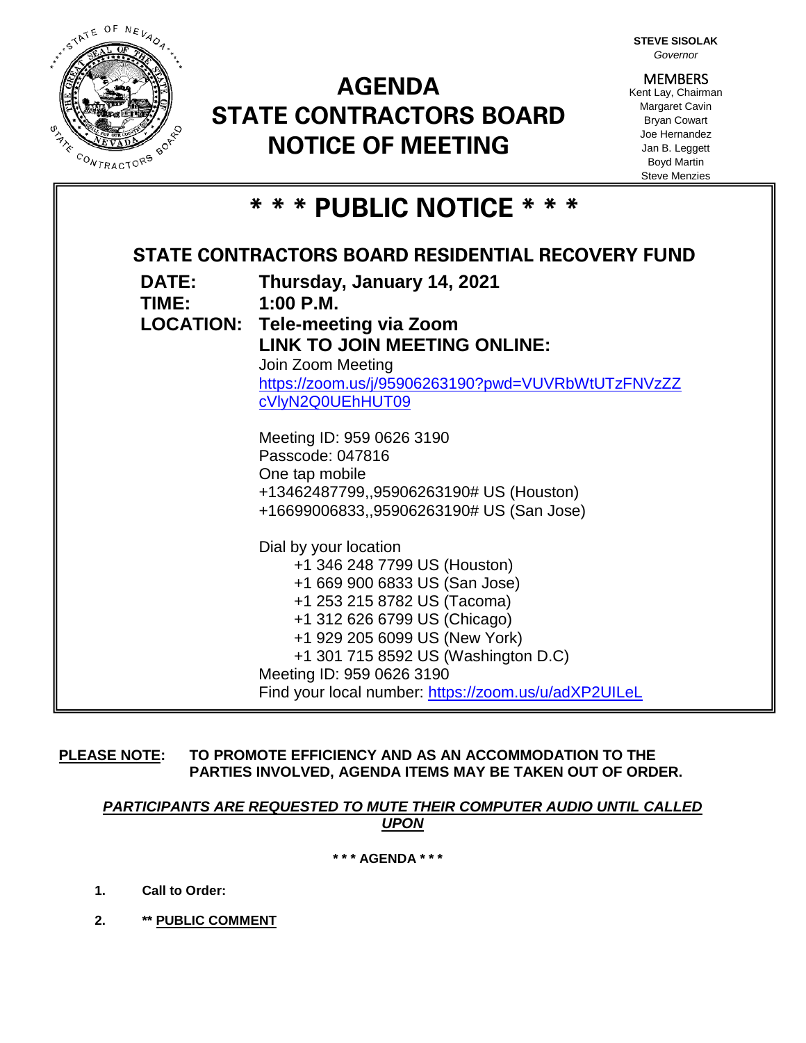**STEVE SISOLAK**
*Governor*

**MEMBERS**
Kent Lay, Chairman
Margaret Cavin
Bryan Cowart
Joe Hernandez
Jan B. Leggett
Boyd Martin
Steve Menzies

# AGENDA
# STATE CONTRACTORS BOARD
# NOTICE OF MEETING

## * * * PUBLIC NOTICE * * *

### STATE CONTRACTORS BOARD RESIDENTIAL RECOVERY FUND

**DATE:** **Thursday, January 14, 2021**

**TIME:** **1:00 P.M.**

**LOCATION:** **Tele-meeting via Zoom**

**LINK TO JOIN MEETING ONLINE:**

Join Zoom Meeting
https://zoom.us/j/95906263190?pwd=VUVRbWtUTzFNVzZZcVlyN2Q0UEhHUT09

Meeting ID: 959 0626 3190
Passcode: 047816
One tap mobile
+13462487799,,95906263190# US (Houston)
+16699006833,,95906263190# US (San Jose)

Dial by your location
- +1 346 248 7799 US (Houston)
- +1 669 900 6833 US (San Jose)
- +1 253 215 8782 US (Tacoma)
- +1 312 626 6799 US (Chicago)
- +1 929 205 6099 US (New York)
- +1 301 715 8592 US (Washington D.C)

Meeting ID: 959 0626 3190
Find your local number: https://zoom.us/u/adXP2UILeL

**PLEASE NOTE: TO PROMOTE EFFICIENCY AND AS AN ACCOMMODATION TO THE PARTIES INVOLVED, AGENDA ITEMS MAY BE TAKEN OUT OF ORDER.**

***PARTICIPANTS ARE REQUESTED TO MUTE THEIR COMPUTER AUDIO UNTIL CALLED UPON***

**\* \* \* AGENDA \* \* \***

1. **Call to Order:**
2. **\*\* PUBLIC COMMENT**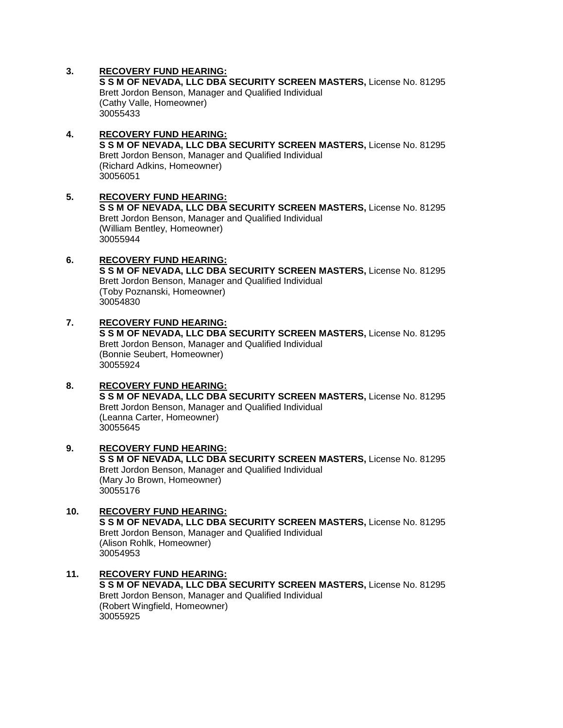3. **RECOVERY FUND HEARING:**
   **S S M OF NEVADA, LLC DBA SECURITY SCREEN MASTERS,** License No. 81295
   Brett Jordon Benson, Manager and Qualified Individual
   (Cathy Valle, Homeowner)
   30055433

4. **RECOVERY FUND HEARING:**
   **S S M OF NEVADA, LLC DBA SECURITY SCREEN MASTERS,** License No. 81295
   Brett Jordon Benson, Manager and Qualified Individual
   (Richard Adkins, Homeowner)
   30056051

5. **RECOVERY FUND HEARING:**
   **S S M OF NEVADA, LLC DBA SECURITY SCREEN MASTERS,** License No. 81295
   Brett Jordon Benson, Manager and Qualified Individual
   (William Bentley, Homeowner)
   30055944

6. **RECOVERY FUND HEARING:**
   **S S M OF NEVADA, LLC DBA SECURITY SCREEN MASTERS,** License No. 81295
   Brett Jordon Benson, Manager and Qualified Individual
   (Toby Poznanski, Homeowner)
   30054830

7. **RECOVERY FUND HEARING:**
   **S S M OF NEVADA, LLC DBA SECURITY SCREEN MASTERS,** License No. 81295
   Brett Jordon Benson, Manager and Qualified Individual
   (Bonnie Seubert, Homeowner)
   30055924

8. **RECOVERY FUND HEARING:**
   **S S M OF NEVADA, LLC DBA SECURITY SCREEN MASTERS,** License No. 81295
   Brett Jordon Benson, Manager and Qualified Individual
   (Leanna Carter, Homeowner)
   30055645

9. **RECOVERY FUND HEARING:**
   **S S M OF NEVADA, LLC DBA SECURITY SCREEN MASTERS,** License No. 81295
   Brett Jordon Benson, Manager and Qualified Individual
   (Mary Jo Brown, Homeowner)
   30055176

10. **RECOVERY FUND HEARING:**
    **S S M OF NEVADA, LLC DBA SECURITY SCREEN MASTERS,** License No. 81295
    Brett Jordon Benson, Manager and Qualified Individual
    (Alison Rohlk, Homeowner)
    30054953

11. **RECOVERY FUND HEARING:**
    **S S M OF NEVADA, LLC DBA SECURITY SCREEN MASTERS,** License No. 81295
    Brett Jordon Benson, Manager and Qualified Individual
    (Robert Wingfield, Homeowner)
    30055925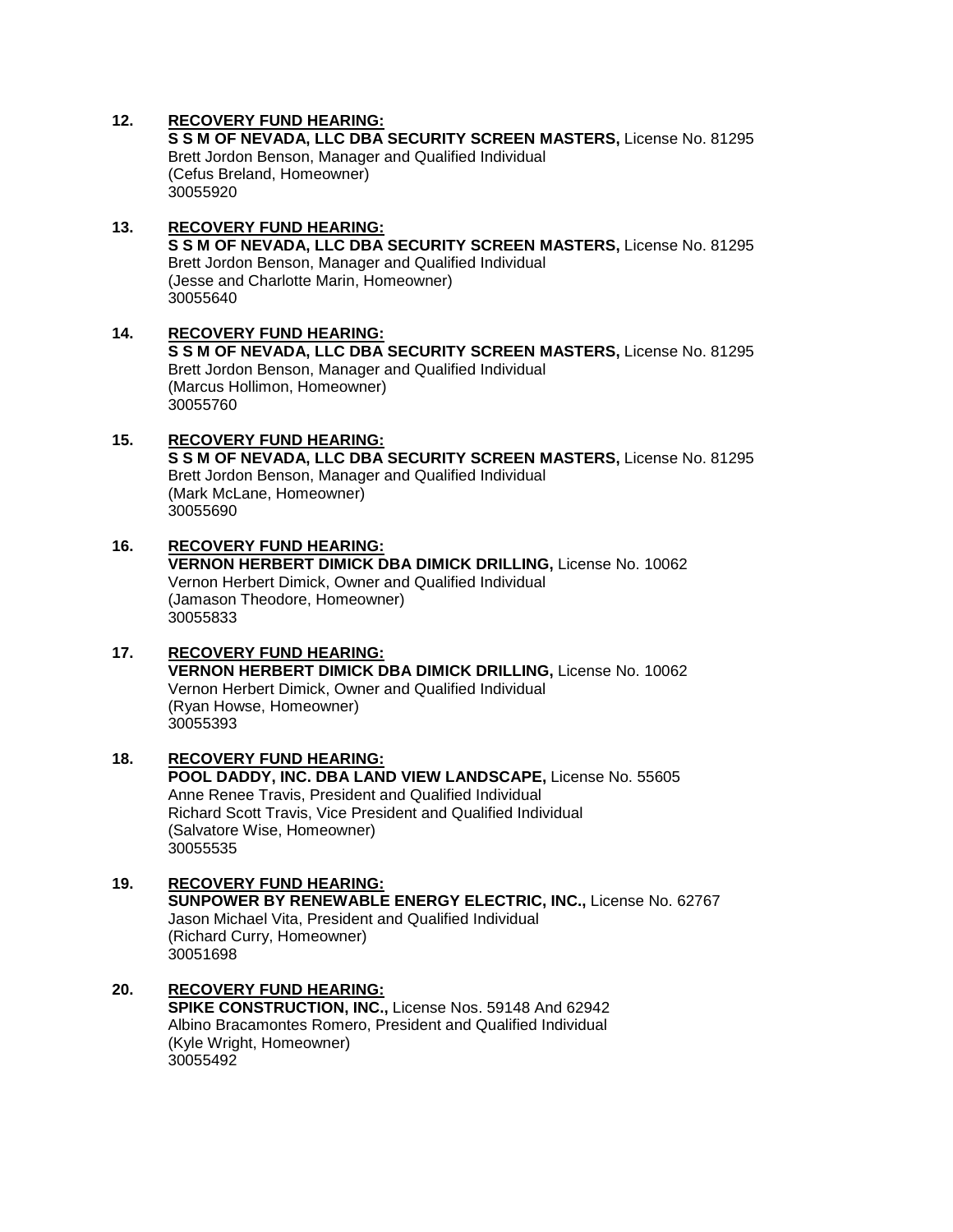**12.** **RECOVERY FUND HEARING:**
**S S M OF NEVADA, LLC DBA SECURITY SCREEN MASTERS,** License No. 81295
Brett Jordon Benson, Manager and Qualified Individual
(Cefus Breland, Homeowner)
30055920

**13.** **RECOVERY FUND HEARING:**
**S S M OF NEVADA, LLC DBA SECURITY SCREEN MASTERS,** License No. 81295
Brett Jordon Benson, Manager and Qualified Individual
(Jesse and Charlotte Marin, Homeowner)
30055640

**14.** **RECOVERY FUND HEARING:**
**S S M OF NEVADA, LLC DBA SECURITY SCREEN MASTERS,** License No. 81295
Brett Jordon Benson, Manager and Qualified Individual
(Marcus Hollimon, Homeowner)
30055760

**15.** **RECOVERY FUND HEARING:**
**S S M OF NEVADA, LLC DBA SECURITY SCREEN MASTERS,** License No. 81295
Brett Jordon Benson, Manager and Qualified Individual
(Mark McLane, Homeowner)
30055690

**16.** **RECOVERY FUND HEARING:**
**VERNON HERBERT DIMICK DBA DIMICK DRILLING,** License No. 10062
Vernon Herbert Dimick, Owner and Qualified Individual
(Jamason Theodore, Homeowner)
30055833

**17.** **RECOVERY FUND HEARING:**
**VERNON HERBERT DIMICK DBA DIMICK DRILLING,** License No. 10062
Vernon Herbert Dimick, Owner and Qualified Individual
(Ryan Howse, Homeowner)
30055393

**18.** **RECOVERY FUND HEARING:**
**POOL DADDY, INC. DBA LAND VIEW LANDSCAPE,** License No. 55605
Anne Renee Travis, President and Qualified Individual
Richard Scott Travis, Vice President and Qualified Individual
(Salvatore Wise, Homeowner)
30055535

**19.** **RECOVERY FUND HEARING:**
**SUNPOWER BY RENEWABLE ENERGY ELECTRIC, INC.,** License No. 62767
Jason Michael Vita, President and Qualified Individual
(Richard Curry, Homeowner)
30051698

**20.** **RECOVERY FUND HEARING:**
**SPIKE CONSTRUCTION, INC.,** License Nos. 59148 And 62942
Albino Bracamontes Romero, President and Qualified Individual
(Kyle Wright, Homeowner)
30055492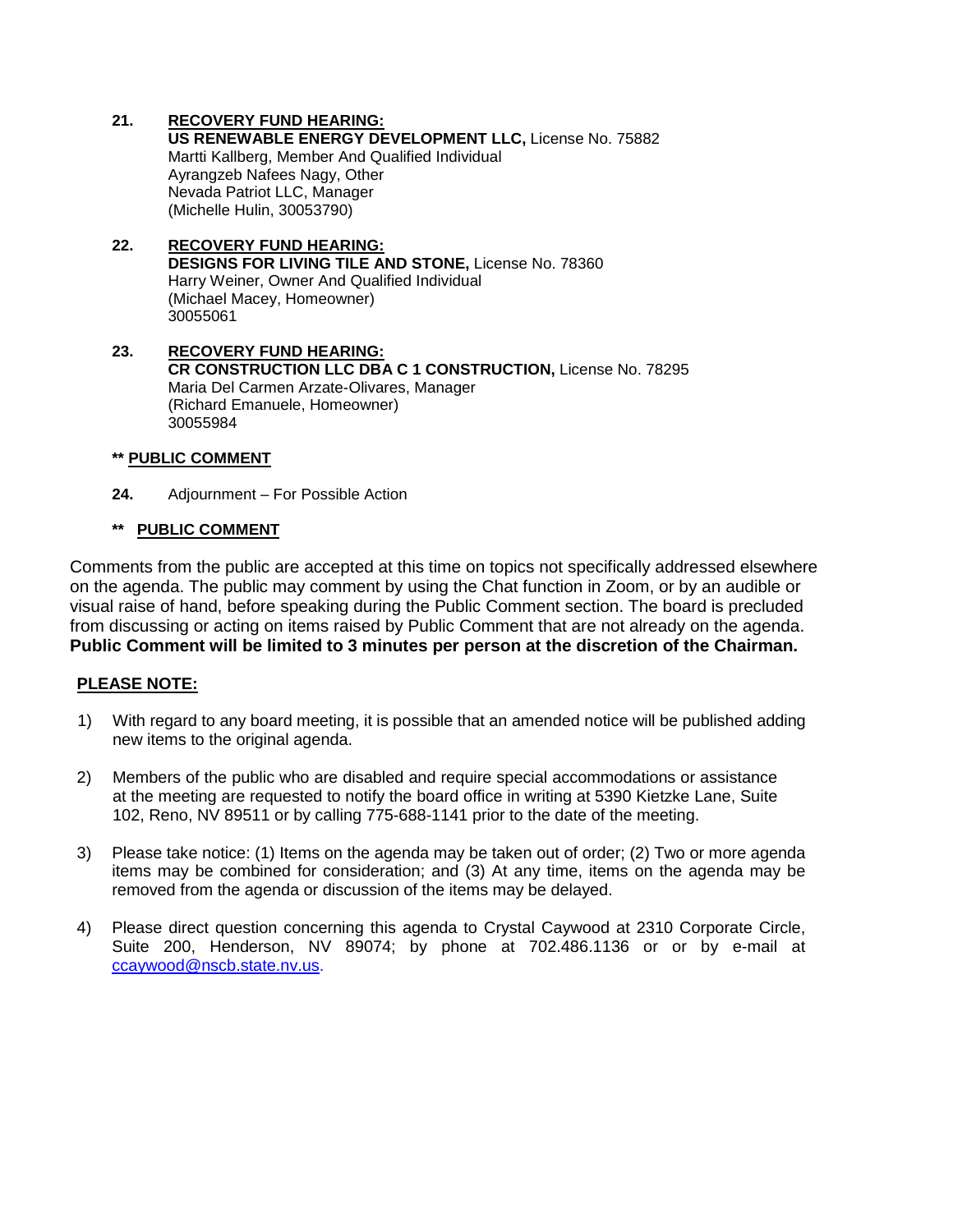**21.** **RECOVERY FUND HEARING:**
**US RENEWABLE ENERGY DEVELOPMENT LLC,** License No. 75882
Martti Kallberg, Member And Qualified Individual
Ayrangzeb Nafees Nagy, Other
Nevada Patriot LLC, Manager
(Michelle Hulin, 30053790)

**22.** **RECOVERY FUND HEARING:**
**DESIGNS FOR LIVING TILE AND STONE,** License No. 78360
Harry Weiner, Owner And Qualified Individual
(Michael Macey, Homeowner)
30055061

**23.** **RECOVERY FUND HEARING:**
**CR CONSTRUCTION LLC DBA C 1 CONSTRUCTION,** License No. 78295
Maria Del Carmen Arzate-Olivares, Manager
(Richard Emanuele, Homeowner)
30055984

**\*\* PUBLIC COMMENT**

**24.** Adjournment – For Possible Action

**\*\* PUBLIC COMMENT**

Comments from the public are accepted at this time on topics not specifically addressed elsewhere on the agenda. The public may comment by using the Chat function in Zoom, or by an audible or visual raise of hand, before speaking during the Public Comment section. The board is precluded from discussing or acting on items raised by Public Comment that are not already on the agenda. **Public Comment will be limited to 3 minutes per person at the discretion of the Chairman.**

**PLEASE NOTE:**

1) With regard to any board meeting, it is possible that an amended notice will be published adding new items to the original agenda.

2) Members of the public who are disabled and require special accommodations or assistance at the meeting are requested to notify the board office in writing at 5390 Kietzke Lane, Suite 102, Reno, NV 89511 or by calling 775-688-1141 prior to the date of the meeting.

3) Please take notice: (1) Items on the agenda may be taken out of order; (2) Two or more agenda items may be combined for consideration; and (3) At any time, items on the agenda may be removed from the agenda or discussion of the items may be delayed.

4) Please direct question concerning this agenda to Crystal Caywood at 2310 Corporate Circle, Suite 200, Henderson, NV 89074; by phone at 702.486.1136 or or by e-mail at ccaywood@nscb.state.nv.us.